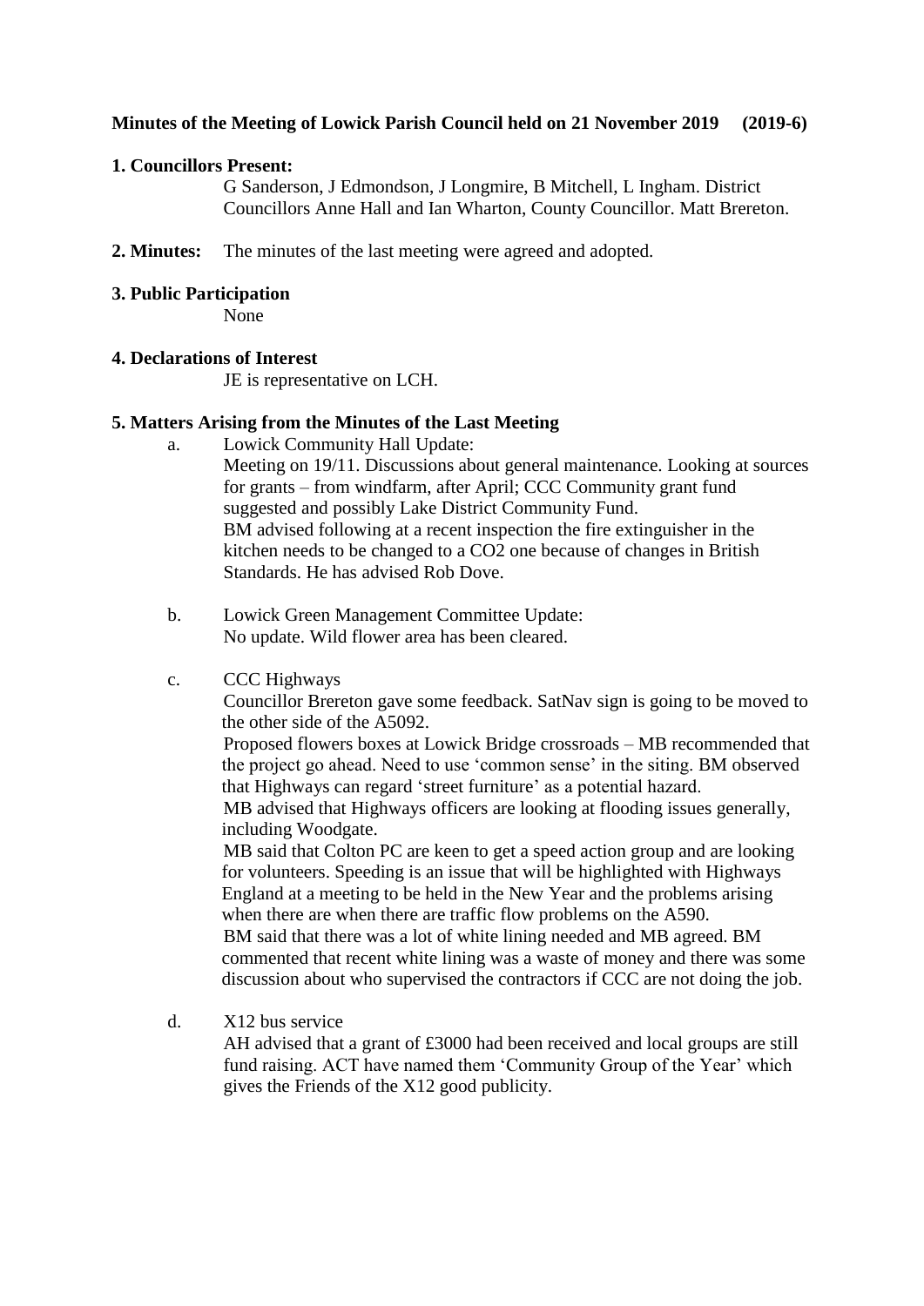**Minutes of the Meeting of Lowick Parish Council held on 21 November 2019 (2019-6)**

**1. Councillors Present:**

G Sanderson, J Edmondson, J Longmire, B Mitchell, L Ingham. District Councillors Anne Hall and Ian Wharton, County Councillor. Matt Brereton.

**2. Minutes:** The minutes of the last meeting were agreed and adopted.

**3. Public Participation**

None

**4. Declarations of Interest**

JE is representative on LCH.

**5. Matters Arising from the Minutes of the Last Meeting**

a. Lowick Community Hall Update:
Meeting on 19/11. Discussions about general maintenance. Looking at sources for grants – from windfarm, after April; CCC Community grant fund suggested and possibly Lake District Community Fund.
BM advised following at a recent inspection the fire extinguisher in the kitchen needs to be changed to a CO2 one because of changes in British Standards. He has advised Rob Dove.

b. Lowick Green Management Committee Update:
No update. Wild flower area has been cleared.

c. CCC Highways
Councillor Brereton gave some feedback. SatNav sign is going to be moved to the other side of the A5092.
Proposed flowers boxes at Lowick Bridge crossroads – MB recommended that the project go ahead. Need to use 'common sense' in the siting. BM observed that Highways can regard 'street furniture' as a potential hazard.
MB advised that Highways officers are looking at flooding issues generally, including Woodgate.
MB said that Colton PC are keen to get a speed action group and are looking for volunteers. Speeding is an issue that will be highlighted with Highways England at a meeting to be held in the New Year and the problems arising when there are when there are traffic flow problems on the A590.
BM said that there was a lot of white lining needed and MB agreed. BM commented that recent white lining was a waste of money and there was some discussion about who supervised the contractors if CCC are not doing the job.

d. X12 bus service
AH advised that a grant of £3000 had been received and local groups are still fund raising. ACT have named them 'Community Group of the Year' which gives the Friends of the X12 good publicity.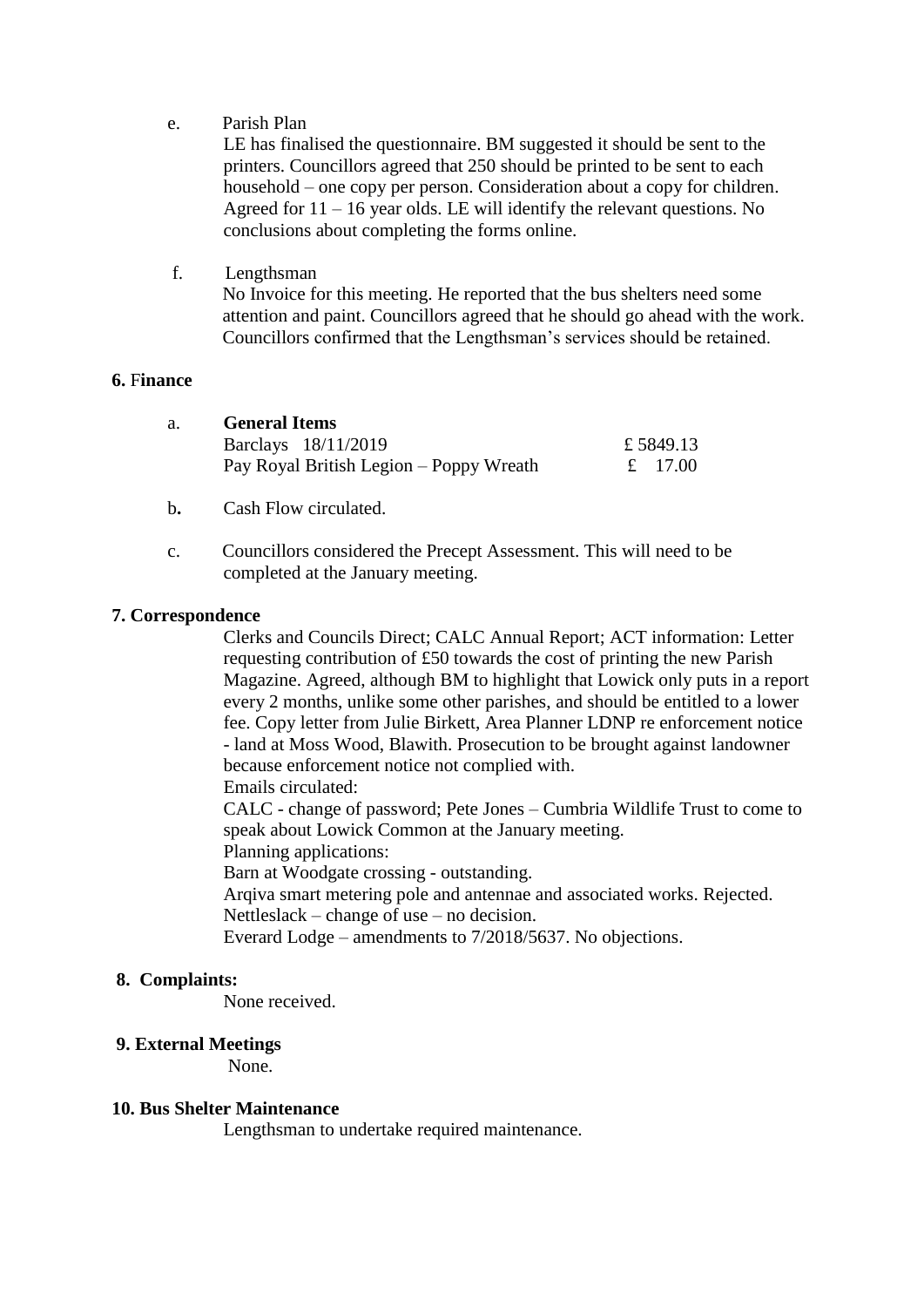e. Parish Plan

LE has finalised the questionnaire. BM suggested it should be sent to the printers. Councillors agreed that 250 should be printed to be sent to each household – one copy per person. Consideration about a copy for children. Agreed for 11 – 16 year olds. LE will identify the relevant questions. No conclusions about completing the forms online.

f. Lengthsman

No Invoice for this meeting. He reported that the bus shelters need some attention and paint. Councillors agreed that he should go ahead with the work. Councillors confirmed that the Lengthsman's services should be retained.

**6. Finance**

a. **General Items**

| | |
|---|---|
| Barclays 18/11/2019 | £ 5849.13 |
| Pay Royal British Legion – Poppy Wreath | £ 17.00 |

b. Cash Flow circulated.

c. Councillors considered the Precept Assessment. This will need to be completed at the January meeting.

**7. Correspondence**

Clerks and Councils Direct; CALC Annual Report; ACT information: Letter requesting contribution of £50 towards the cost of printing the new Parish Magazine. Agreed, although BM to highlight that Lowick only puts in a report every 2 months, unlike some other parishes, and should be entitled to a lower fee. Copy letter from Julie Birkett, Area Planner LDNP re enforcement notice - land at Moss Wood, Blawith. Prosecution to be brought against landowner because enforcement notice not complied with.

Emails circulated:

CALC - change of password; Pete Jones – Cumbria Wildlife Trust to come to speak about Lowick Common at the January meeting.

Planning applications:

Barn at Woodgate crossing - outstanding.

Arqiva smart metering pole and antennae and associated works. Rejected.

Nettleslack – change of use – no decision.

Everard Lodge – amendments to 7/2018/5637. No objections.

**8. Complaints:**

None received.

**9. External Meetings**

None.

**10. Bus Shelter Maintenance**

Lengthsman to undertake required maintenance.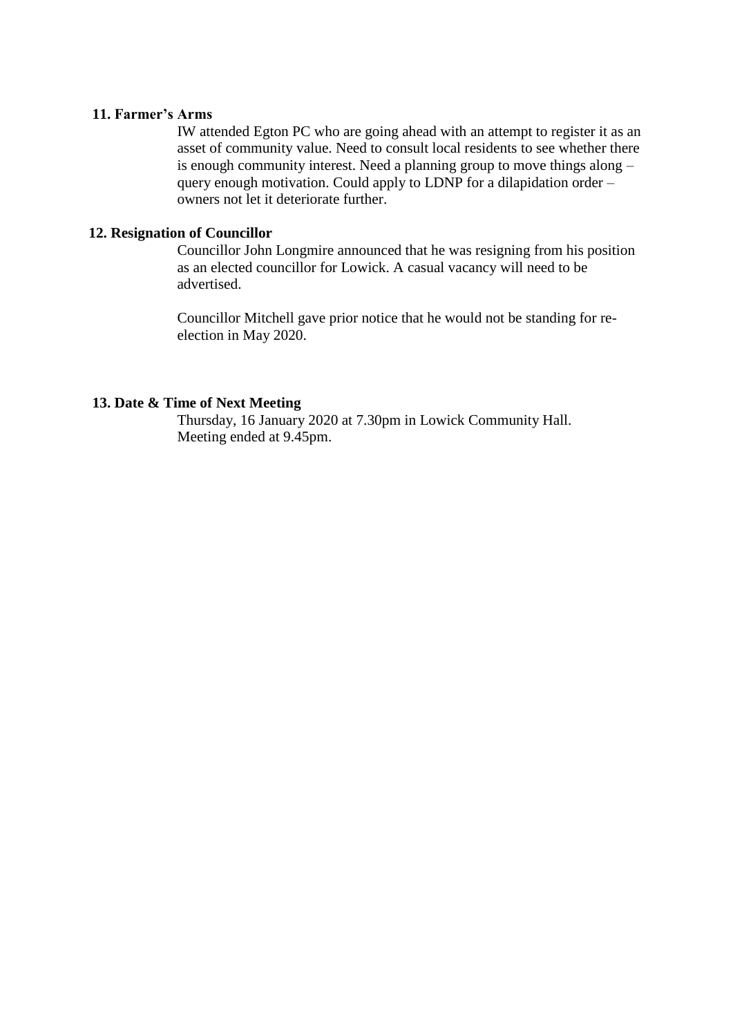**11. Farmer's Arms**

IW attended Egton PC who are going ahead with an attempt to register it as an asset of community value. Need to consult local residents to see whether there is enough community interest. Need a planning group to move things along – query enough motivation. Could apply to LDNP for a dilapidation order – owners not let it deteriorate further.

**12. Resignation of Councillor**

Councillor John Longmire announced that he was resigning from his position as an elected councillor for Lowick. A casual vacancy will need to be advertised.

Councillor Mitchell gave prior notice that he would not be standing for re-election in May 2020.

**13. Date & Time of Next Meeting**

Thursday, 16 January 2020 at 7.30pm in Lowick Community Hall.
Meeting ended at 9.45pm.